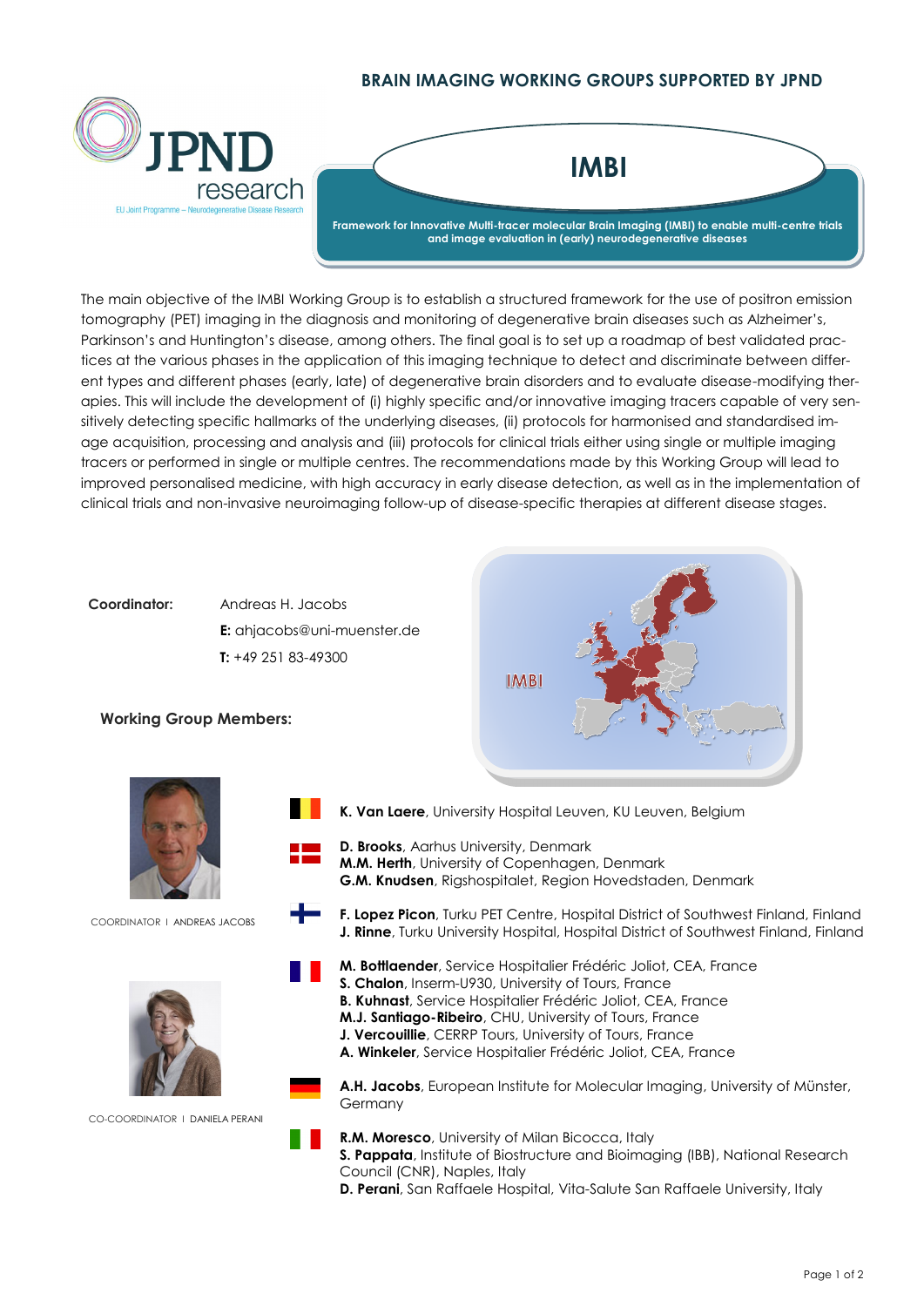## BRAIN IMAGING WORKING GROUPS SUPPORTED BY JPND

JPND research

EU Joint Programme – Neurodegenerative Disease Research

# IMBI

**Framework for Innovative Multi-tracer molecular Brain Imaging (IMBI) to enable multi-centre trials and image evaluation in (early) neurodegenerative diseases**

The main objective of the IMBI Working Group is to establish a structured framework for the use of positron emission tomography (PET) imaging in the diagnosis and monitoring of degenerative brain diseases such as Alzheimer's, Parkinson's and Huntington's disease, among others. The final goal is to set up a roadmap of best validated practices at the various phases in the application of this imaging technique to detect and discriminate between different types and different phases (early, late) of degenerative brain disorders and to evaluate disease-modifying therapies. This will include the development of (i) highly specific and/or innovative imaging tracers capable of very sensitively detecting specific hallmarks of the underlying diseases, (ii) protocols for harmonised and standardised image acquisition, processing and analysis and (iii) protocols for clinical trials either using single or multiple imaging tracers or performed in single or multiple centres. The recommendations made by this Working Group will lead to improved personalised medicine, with high accuracy in early disease detection, as well as in the implementation of clinical trials and non-invasive neuroimaging follow-up of disease-specific therapies at different disease stages.

**Coordinator:** Andreas H. Jacobs
**E:** ahjacobs@uni-muenster.de
**T:** +49 251 83-49300

IMBI

### Working Group Members:

COORDINATOR | ANDREAS JACOBS

CO-COORDINATOR | DANIELA PERANI

**K. Van Laere**, University Hospital Leuven, KU Leuven, Belgium

**D. Brooks**, Aarhus University, Denmark
**M.M. Herth**, University of Copenhagen, Denmark
**G.M. Knudsen**, Rigshospitalet, Region Hovedstaden, Denmark

**F. Lopez Picon**, Turku PET Centre, Hospital District of Southwest Finland, Finland
**J. Rinne**, Turku University Hospital, Hospital District of Southwest Finland, Finland

**M. Bottlaender**, Service Hospitalier Frédéric Joliot, CEA, France
**S. Chalon**, Inserm-U930, University of Tours, France
**B. Kuhnast**, Service Hospitalier Frédéric Joliot, CEA, France
**M.J. Santiago-Ribeiro**, CHU, University of Tours, France
**J. Vercouillie**, CERRP Tours, University of Tours, France
**A. Winkeler**, Service Hospitalier Frédéric Joliot, CEA, France

**A.H. Jacobs**, European Institute for Molecular Imaging, University of Münster, Germany

**R.M. Moresco**, University of Milan Bicocca, Italy
**S. Pappata**, Institute of Biostructure and Bioimaging (IBB), National Research Council (CNR), Naples, Italy
**D. Perani**, San Raffaele Hospital, Vita-Salute San Raffaele University, Italy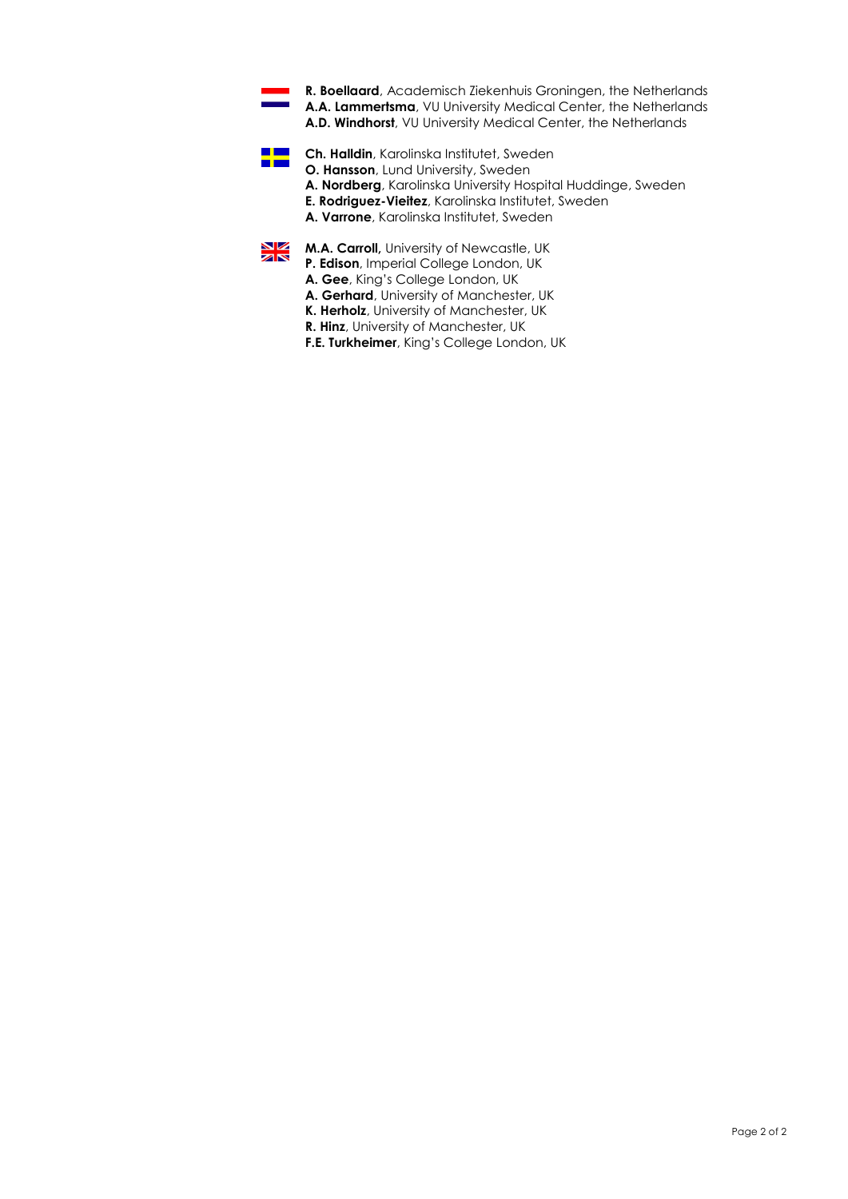**R. Boellaard**, Academisch Ziekenhuis Groningen, the Netherlands
**A.A. Lammertsma**, VU University Medical Center, the Netherlands
**A.D. Windhorst**, VU University Medical Center, the Netherlands

**Ch. Halldin**, Karolinska Institutet, Sweden
**O. Hansson**, Lund University, Sweden
**A. Nordberg**, Karolinska University Hospital Huddinge, Sweden
**E. Rodriguez-Vieitez**, Karolinska Institutet, Sweden
**A. Varrone**, Karolinska Institutet, Sweden

**M.A. Carroll,** University of Newcastle, UK
**P. Edison**, Imperial College London, UK
**A. Gee**, King's College London, UK
**A. Gerhard**, University of Manchester, UK
**K. Herholz**, University of Manchester, UK
**R. Hinz**, University of Manchester, UK
**F.E. Turkheimer**, King's College London, UK